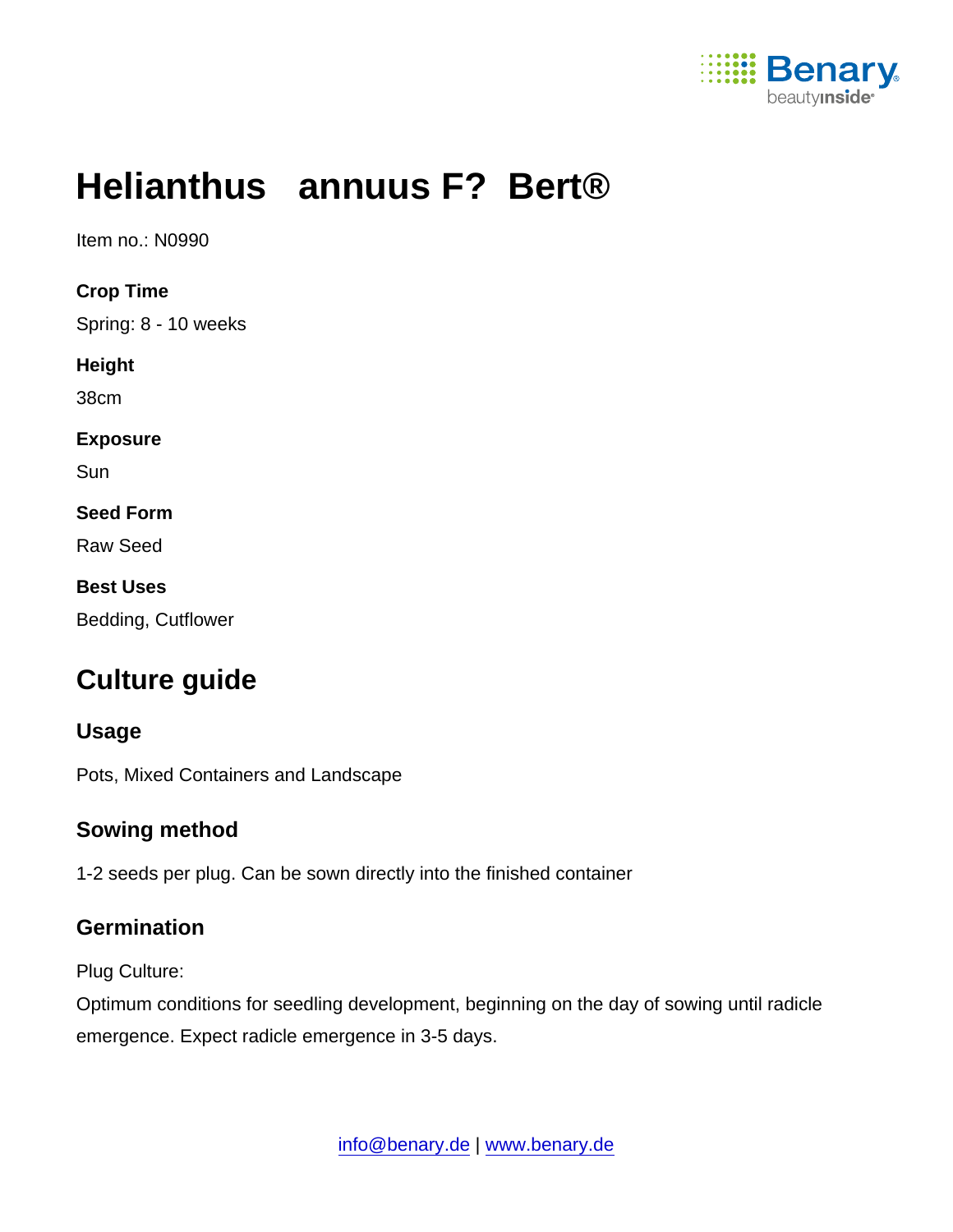# Helianthus annuus F? Bert®

Item no.: N0990

**Crop Time**

Spring: 8 - 10 weeks

**Height**

38cm

**Exposure**

Sun

**Seed Form**

Raw Seed

**Best Uses**

Bedding, Cutflower

## Culture guide

### Usage

Pots, Mixed Containers and Landscape

### Sowing method

1-2 seeds per plug. Can be sown directly into the finished container

### Germination

Plug Culture:

Optimum conditions for seedling development, beginning on the day of sowing until radicle emergence. Expect radicle emergence in 3-5 days.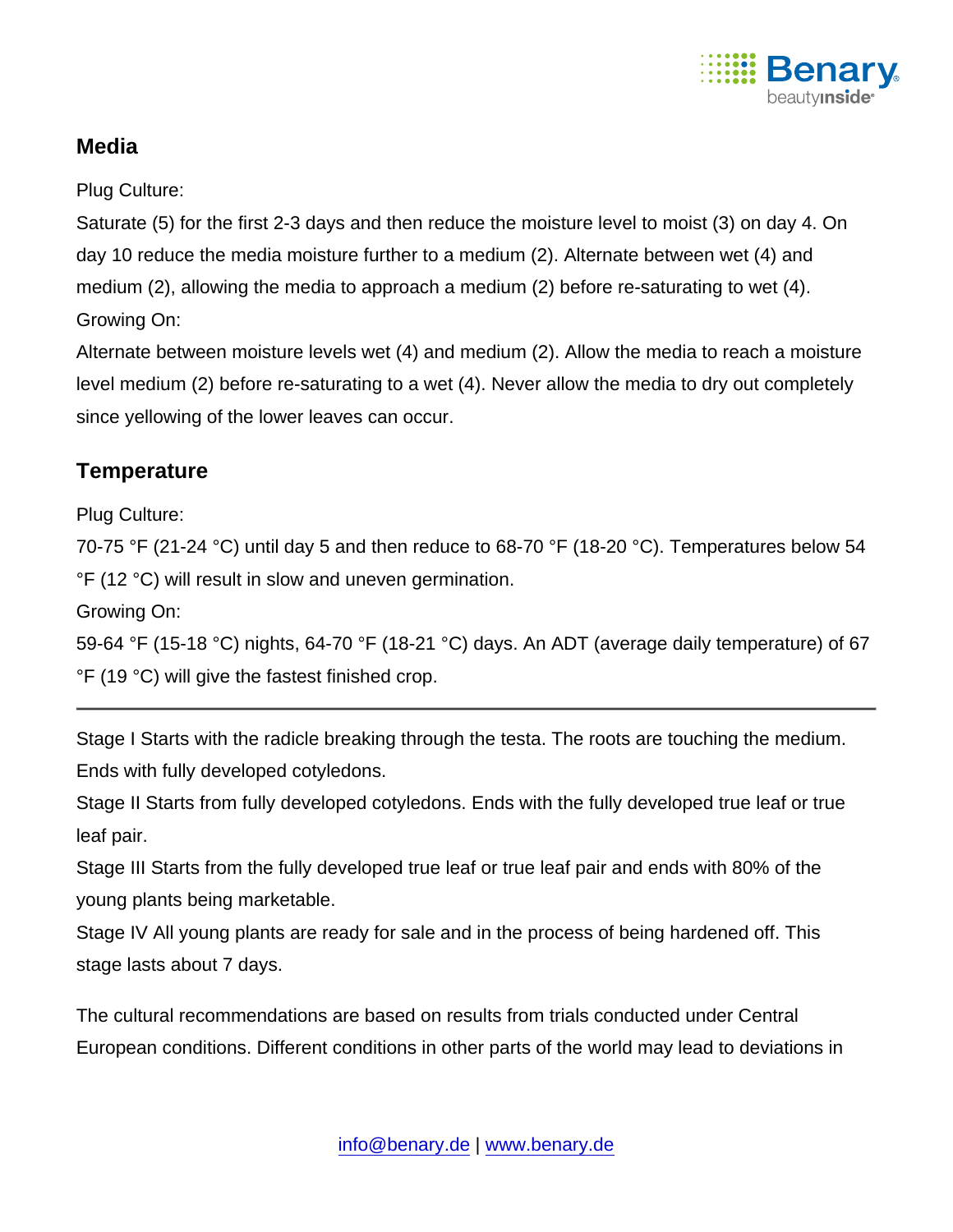## Media

Plug Culture:

Saturate (5) for the first 2-3 days and then reduce the moisture level to moist (3) on day 4. On day 10 reduce the media moisture further to a medium (2). Alternate between wet (4) and medium (2), allowing the media to approach a medium (2) before re-saturating to wet (4).

Growing On:

Alternate between moisture levels wet (4) and medium (2). Allow the media to reach a moisture level medium (2) before re-saturating to a wet (4). Never allow the media to dry out completely since yellowing of the lower leaves can occur.

## Temperature

Plug Culture:

70-75 °F (21-24 °C) until day 5 and then reduce to 68-70 °F (18-20 °C). Temperatures below 54 °F (12 °C) will result in slow and uneven germination.

Growing On:

59-64 °F (15-18 °C) nights, 64-70 °F (18-21 °C) days. An ADT (average daily temperature) of 67 °F (19 °C) will give the fastest finished crop.

---

Stage I Starts with the radicle breaking through the testa. The roots are touching the medium. Ends with fully developed cotyledons.

Stage II Starts from fully developed cotyledons. Ends with the fully developed true leaf or true leaf pair.

Stage III Starts from the fully developed true leaf or true leaf pair and ends with 80% of the young plants being marketable.

Stage IV All young plants are ready for sale and in the process of being hardened off. This stage lasts about 7 days.

The cultural recommendations are based on results from trials conducted under Central European conditions. Different conditions in other parts of the world may lead to deviations in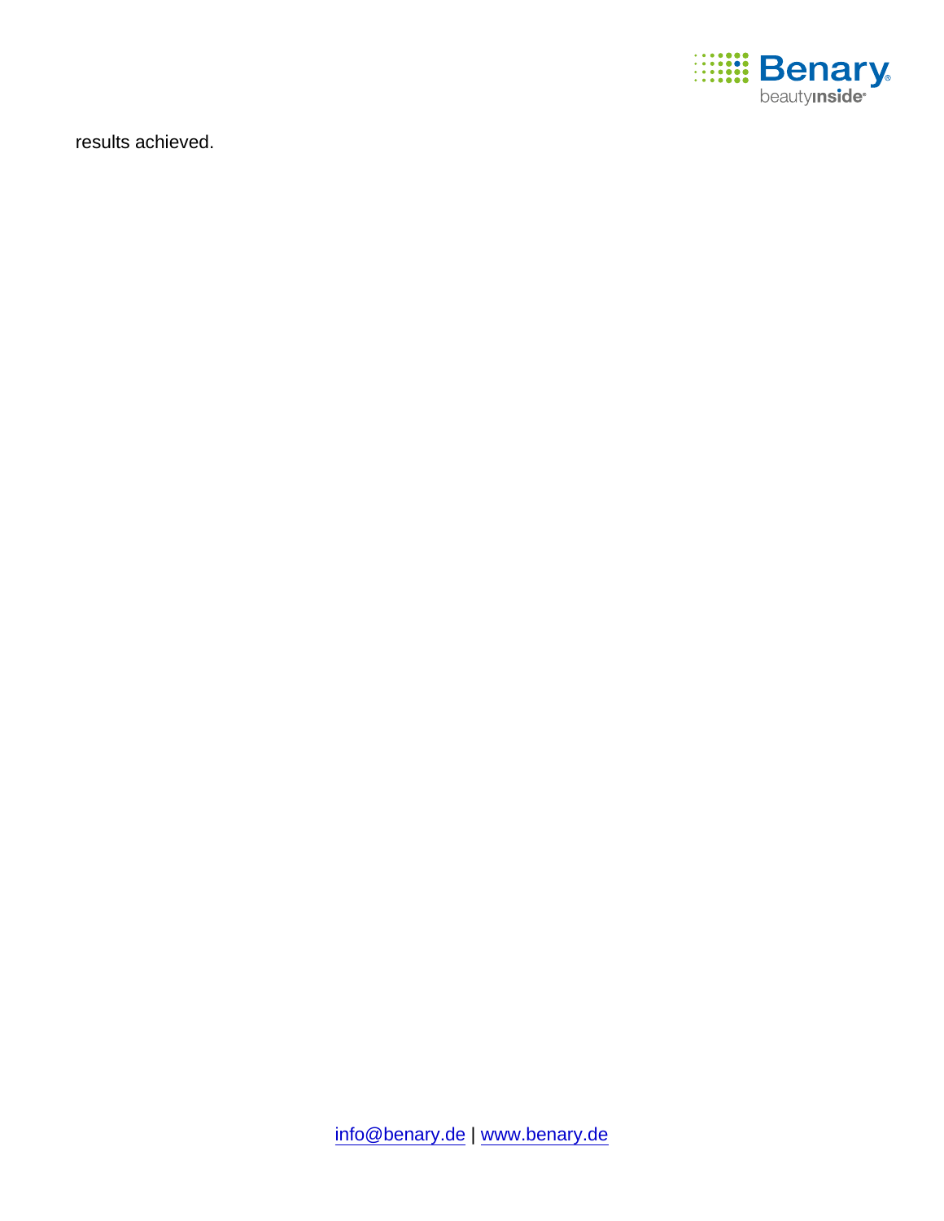results achieved.